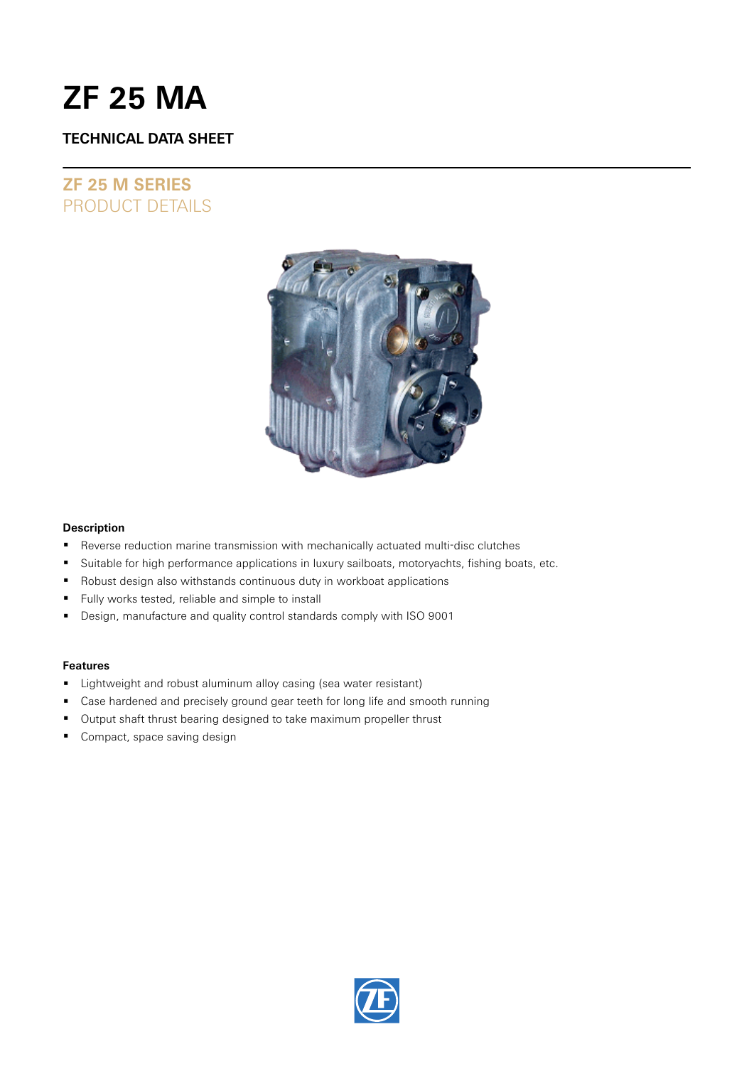# ZF 25 MA

## TECHNICAL DATA SHEET

## ZF 25 M SERIES
PRODUCT DETAILS

**Description**

- Reverse reduction marine transmission with mechanically actuated multi-disc clutches
- Suitable for high performance applications in luxury sailboats, motoryachts, fishing boats, etc.
- Robust design also withstands continuous duty in workboat applications
- Fully works tested, reliable and simple to install
- Design, manufacture and quality control standards comply with ISO 9001

**Features**

- Lightweight and robust aluminum alloy casing (sea water resistant)
- Case hardened and precisely ground gear teeth for long life and smooth running
- Output shaft thrust bearing designed to take maximum propeller thrust
- Compact, space saving design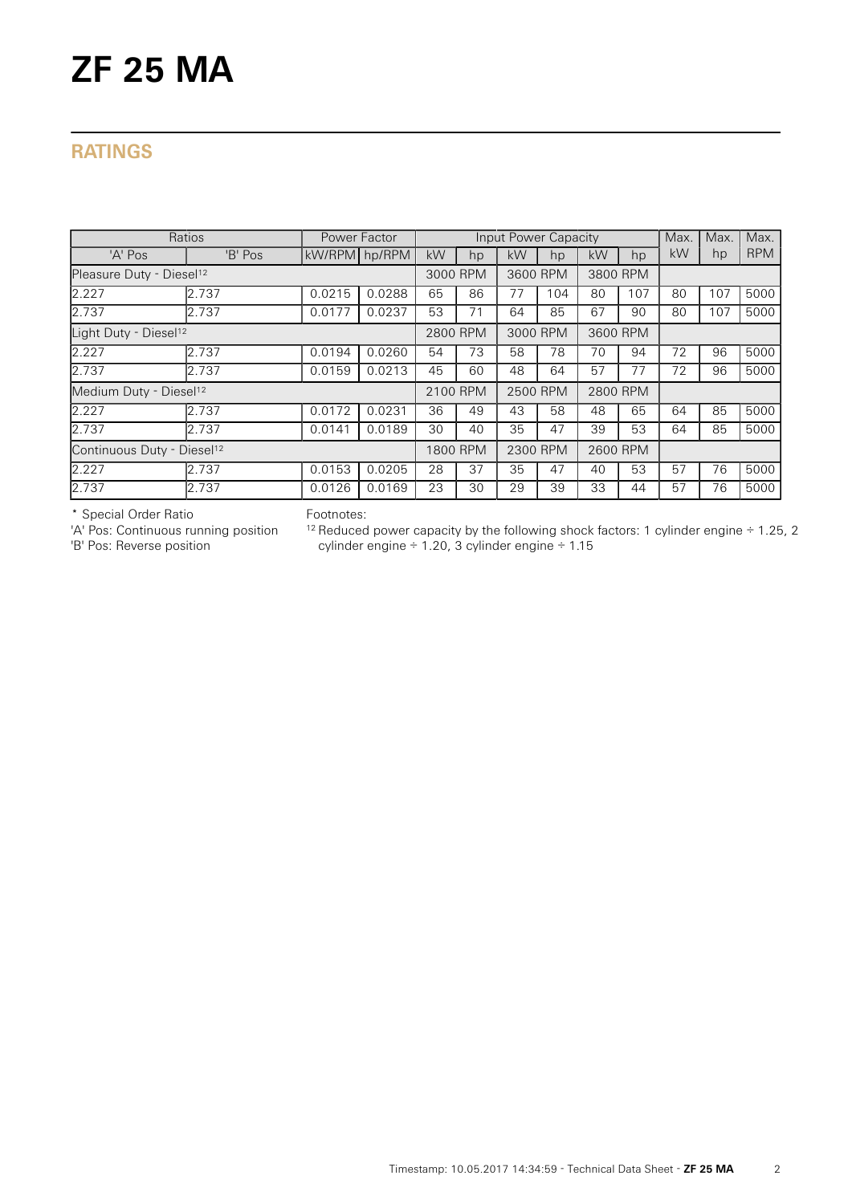# ZF 25 MA

## RATINGS

| Ratios | | Power Factor | | Input Power Capacity | | | | | | Max. | Max. | Max. |
|---|---|---|---|---|---|---|---|---|---|---|---|---|
| 'A' Pos | 'B' Pos | kW/RPM | hp/RPM | kW | hp | kW | hp | kW | hp | kW | hp | RPM |
| Pleasure Duty - Diesel[12] | | | | 3000 RPM | | 3600 RPM | | 3800 RPM | | | | |
| 2.227 | 2.737 | 0.0215 | 0.0288 | 65 | 86 | 77 | 104 | 80 | 107 | 80 | 107 | 5000 |
| 2.737 | 2.737 | 0.0177 | 0.0237 | 53 | 71 | 64 | 85 | 67 | 90 | 80 | 107 | 5000 |
| Light Duty - Diesel[12] | | | | 2800 RPM | | 3000 RPM | | 3600 RPM | | | | |
| 2.227 | 2.737 | 0.0194 | 0.0260 | 54 | 73 | 58 | 78 | 70 | 94 | 72 | 96 | 5000 |
| 2.737 | 2.737 | 0.0159 | 0.0213 | 45 | 60 | 48 | 64 | 57 | 77 | 72 | 96 | 5000 |
| Medium Duty - Diesel[12] | | | | 2100 RPM | | 2500 RPM | | 2800 RPM | | | | |
| 2.227 | 2.737 | 0.0172 | 0.0231 | 36 | 49 | 43 | 58 | 48 | 65 | 64 | 85 | 5000 |
| 2.737 | 2.737 | 0.0141 | 0.0189 | 30 | 40 | 35 | 47 | 39 | 53 | 64 | 85 | 5000 |
| Continuous Duty - Diesel[12] | | | | 1800 RPM | | 2300 RPM | | 2600 RPM | | | | |
| 2.227 | 2.737 | 0.0153 | 0.0205 | 28 | 37 | 35 | 47 | 40 | 53 | 57 | 76 | 5000 |
| 2.737 | 2.737 | 0.0126 | 0.0169 | 23 | 30 | 29 | 39 | 33 | 44 | 57 | 76 | 5000 |

* Special Order Ratio
'A' Pos: Continuous running position
'B' Pos: Reverse position

Footnotes:
[12] Reduced power capacity by the following shock factors: 1 cylinder engine ÷ 1.25, 2 cylinder engine ÷ 1.20, 3 cylinder engine ÷ 1.15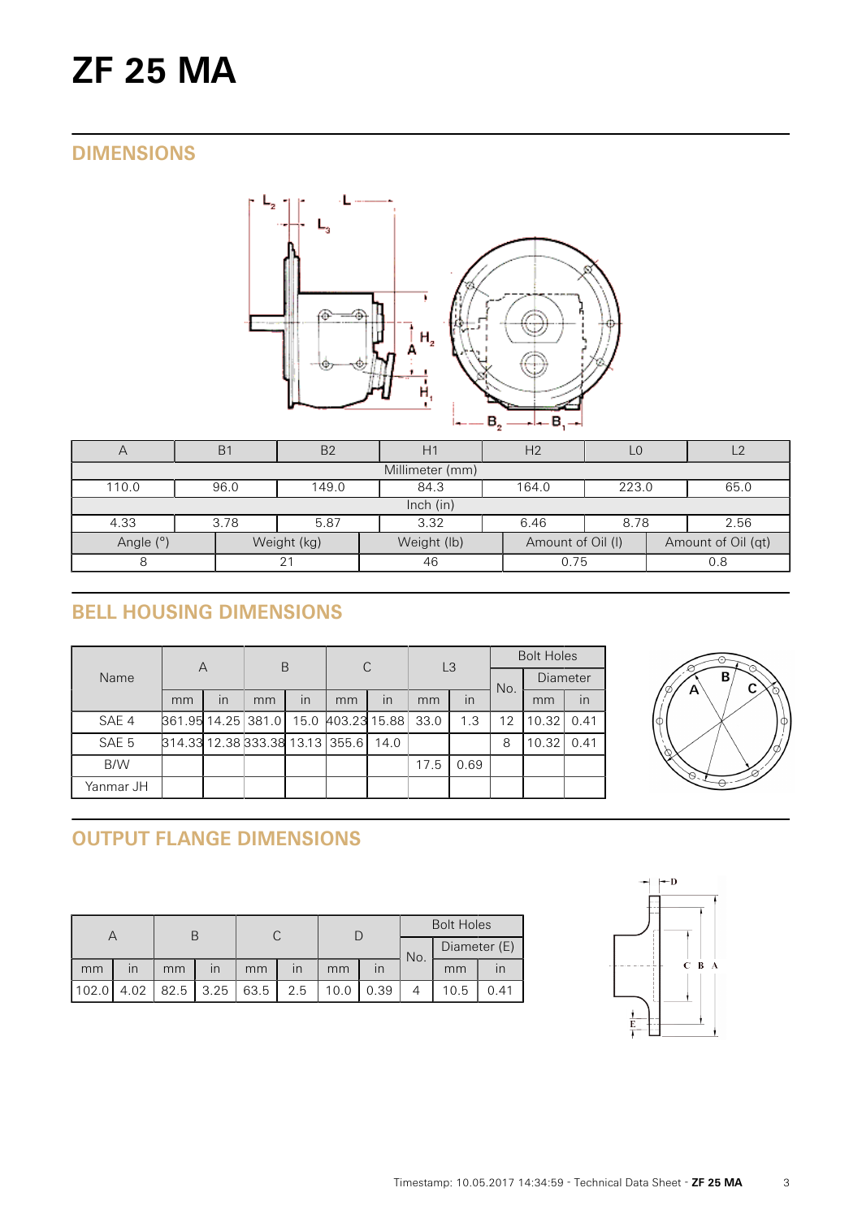# ZF 25 MA

## DIMENSIONS

| A | B1 | B2 | H1 | H2 | L0 | L2 |
|---|---|---|---|---|---|---|
| Millimeter (mm) | | | | | | |
| 110.0 | 96.0 | 149.0 | 84.3 | 164.0 | 223.0 | 65.0 |
| Inch (in) | | | | | | |
| 4.33 | 3.78 | 5.87 | 3.32 | 6.46 | 8.78 | 2.56 |

| Angle (°) | Weight (kg) | Weight (lb) | Amount of Oil (l) | Amount of Oil (qt) |
|---|---|---|---|---|
| 8 | 21 | 46 | 0.75 | 0.8 |

## BELL HOUSING DIMENSIONS

| Name | A | | B | | C | | L3 | | Bolt Holes | | |
|---|---|---|---|---|---|---|---|---|---|---|---|
| | | | | | | | | | No. | Diameter | |
| | mm | in | mm | in | mm | in | mm | in | | mm | in |
| SAE 4 | 361.95 | 14.25 | 381.0 | 15.0 | 403.23 | 15.88 | 33.0 | 1.3 | 12 | 10.32 | 0.41 |
| SAE 5 | 314.33 | 12.38 | 333.38 | 13.13 | 355.6 | 14.0 | | | 8 | 10.32 | 0.41 |
| B/W | | | | | | | 17.5 | 0.69 | | | |
| Yanmar JH | | | | | | | | | | | |

## OUTPUT FLANGE DIMENSIONS

| A | | B | | C | | D | | Bolt Holes | | |
|---|---|---|---|---|---|---|---|---|---|---|
| | | | | | | | | No. | Diameter (E) | |
| mm | in | mm | in | mm | in | mm | in | | mm | in |
| 102.0 | 4.02 | 82.5 | 3.25 | 63.5 | 2.5 | 10.0 | 0.39 | 4 | 10.5 | 0.41 |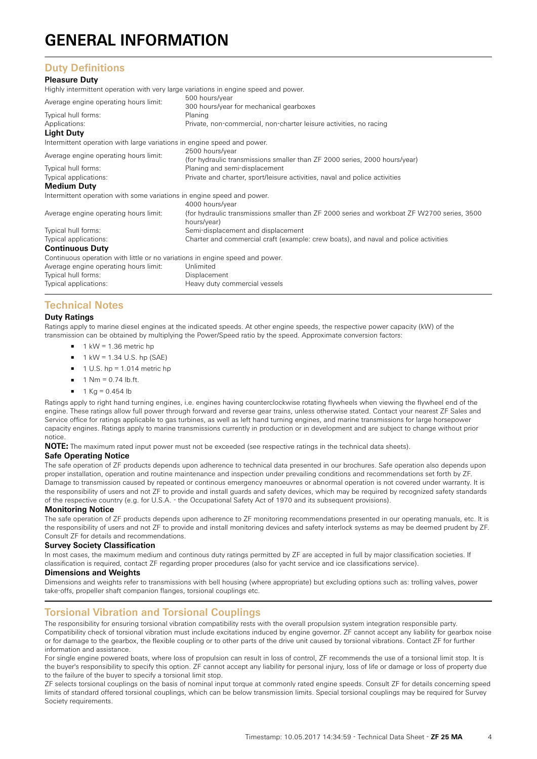# GENERAL INFORMATION

## Duty Definitions

### Pleasure Duty

Highly intermittent operation with very large variations in engine speed and power.

| | |
|---|---|
| Average engine operating hours limit: | 500 hours/year<br>300 hours/year for mechanical gearboxes |
| Typical hull forms: | Planing |
| Applications: | Private, non-commercial, non-charter leisure activities, no racing |

### Light Duty

Intermittent operation with large variations in engine speed and power.

| | |
|---|---|
| Average engine operating hours limit: | 2500 hours/year<br>(for hydraulic transmissions smaller than ZF 2000 series, 2000 hours/year) |
| Typical hull forms: | Planing and semi-displacement |
| Typical applications: | Private and charter, sport/leisure activities, naval and police activities |

### Medium Duty

Intermittent operation with some variations in engine speed and power.

| | |
|---|---|
| Average engine operating hours limit: | 4000 hours/year<br>(for hydraulic transmissions smaller than ZF 2000 series and workboat ZF W2700 series, 3500 hours/year) |
| Typical hull forms: | Semi-displacement and displacement |
| Typical applications: | Charter and commercial craft (example: crew boats), and naval and police activities |

### Continuous Duty

Continuous operation with little or no variations in engine speed and power.

| | |
|---|---|
| Average engine operating hours limit: | Unlimited |
| Typical hull forms: | Displacement |
| Typical applications: | Heavy duty commercial vessels |

## Technical Notes

### Duty Ratings

Ratings apply to marine diesel engines at the indicated speeds. At other engine speeds, the respective power capacity (kW) of the transmission can be obtained by multiplying the Power/Speed ratio by the speed. Approximate conversion factors:

- 1 kW = 1.36 metric hp
- 1 kW = 1.34 U.S. hp (SAE)
- 1 U.S. hp = 1.014 metric hp
- 1 Nm = 0.74 lb.ft.
- 1 Kg = 0.454 lb

Ratings apply to right hand turning engines, i.e. engines having counterclockwise rotating flywheels when viewing the flywheel end of the engine. These ratings allow full power through forward and reverse gear trains, unless otherwise stated. Contact your nearest ZF Sales and Service office for ratings applicable to gas turbines, as well as left hand turning engines, and marine transmissions for large horsepower capacity engines. Ratings apply to marine transmissions currently in production or in development and are subject to change without prior notice.

**NOTE:** The maximum rated input power must not be exceeded (see respective ratings in the technical data sheets).

### Safe Operating Notice

The safe operation of ZF products depends upon adherence to technical data presented in our brochures. Safe operation also depends upon proper installation, operation and routine maintenance and inspection under prevailing conditions and recommendations set forth by ZF. Damage to transmission caused by repeated or continous emergency manoeuvres or abnormal operation is not covered under warranty. It is the responsibility of users and not ZF to provide and install guards and safety devices, which may be required by recognized safety standards of the respective country (e.g. for U.S.A. - the Occupational Safety Act of 1970 and its subsequent provisions).

### Monitoring Notice

The safe operation of ZF products depends upon adherence to ZF monitoring recommendations presented in our operating manuals, etc. It is the responsibility of users and not ZF to provide and install monitoring devices and safety interlock systems as may be deemed prudent by ZF. Consult ZF for details and recommendations.

### Survey Society Classification

In most cases, the maximum medium and continous duty ratings permitted by ZF are accepted in full by major classification societies. If classification is required, contact ZF regarding proper procedures (also for yacht service and ice classifications service).

### Dimensions and Weights

Dimensions and weights refer to transmissions with bell housing (where appropriate) but excluding options such as: trolling valves, power take-offs, propeller shaft companion flanges, torsional couplings etc.

## Torsional Vibration and Torsional Couplings

The responsibility for ensuring torsional vibration compatibility rests with the overall propulsion system integration responsible party. Compatibility check of torsional vibration must include excitations induced by engine governor. ZF cannot accept any liability for gearbox noise or for damage to the gearbox, the flexible coupling or to other parts of the drive unit caused by torsional vibrations. Contact ZF for further information and assistance.

For single engine powered boats, where loss of propulsion can result in loss of control, ZF recommends the use of a torsional limit stop. It is the buyer's responsibility to specify this option. ZF cannot accept any liability for personal injury, loss of life or damage or loss of property due to the failure of the buyer to specify a torsional limit stop.

ZF selects torsional couplings on the basis of nominal input torque at commonly rated engine speeds. Consult ZF for details concerning speed limits of standard offered torsional couplings, which can be below transmission limits. Special torsional couplings may be required for Survey Society requirements.